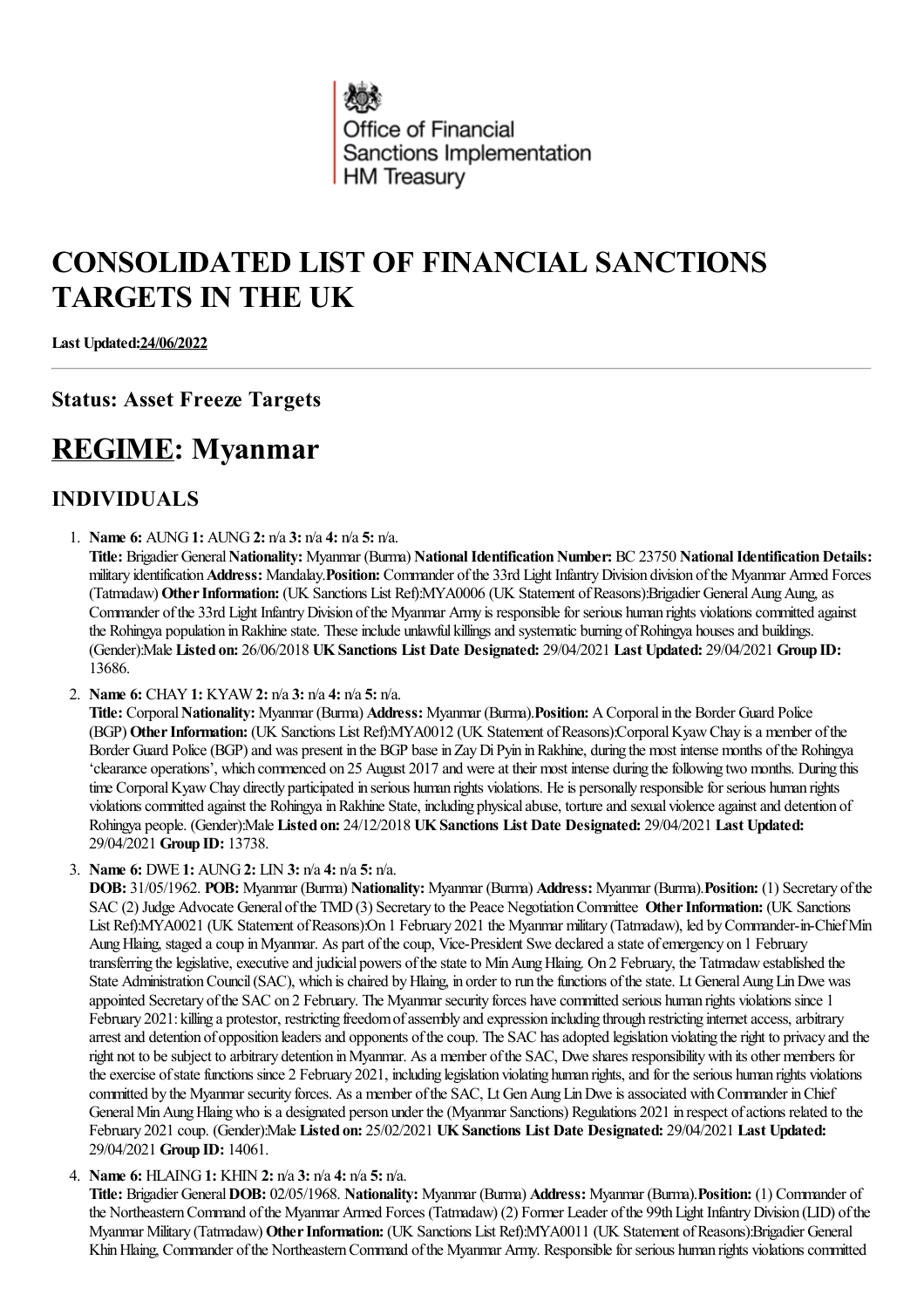Office of Financial Sanctions Implementation
HM Treasury

# CONSOLIDATED LIST OF FINANCIAL SANCTIONS TARGETS IN THE UK

**Last Updated:24/06/2022**

### Status: Asset Freeze Targets

## REGIME: Myanmar

### INDIVIDUALS

1. **Name 6:** AUNG **1:** AUNG **2:** n/a **3:** n/a **4:** n/a **5:** n/a.
**Title:** Brigadier General **Nationality:** Myanmar (Burma) **National Identification Number:** BC 23750 **National Identification Details:** military identification **Address:** Mandalay.**Position:** Commander of the 33rd Light Infantry Division division of the Myanmar Armed Forces (Tatmadaw) **Other Information:** (UK Sanctions List Ref):MYA0006 (UK Statement of Reasons):Brigadier General Aung Aung, as Commander of the 33rd Light Infantry Division of the Myanmar Army is responsible for serious human rights violations committed against the Rohingya population in Rakhine state. These include unlawful killings and systematic burning of Rohingya houses and buildings. (Gender):Male **Listed on:** 26/06/2018 **UK Sanctions List Date Designated:** 29/04/2021 **Last Updated:** 29/04/2021 **Group ID:** 13686.

2. **Name 6:** CHAY **1:** KYAW **2:** n/a **3:** n/a **4:** n/a **5:** n/a.
**Title:** Corporal **Nationality:** Myanmar (Burma) **Address:** Myanmar (Burma).**Position:** A Corporal in the Border Guard Police (BGP) **Other Information:** (UK Sanctions List Ref):MYA0012 (UK Statement of Reasons):Corporal Kyaw Chay is a member of the Border Guard Police (BGP) and was present in the BGP base in Zay Di Pyin in Rakhine, during the most intense months of the Rohingya 'clearance operations', which commenced on 25 August 2017 and were at their most intense during the following two months. During this time Corporal Kyaw Chay directly participated in serious human rights violations. He is personally responsible for serious human rights violations committed against the Rohingya in Rakhine State, including physical abuse, torture and sexual violence against and detention of Rohingya people. (Gender):Male **Listed on:** 24/12/2018 **UK Sanctions List Date Designated:** 29/04/2021 **Last Updated:** 29/04/2021 **Group ID:** 13738.

3. **Name 6:** DWE **1:** AUNG **2:** LIN **3:** n/a **4:** n/a **5:** n/a.
**DOB:** 31/05/1962. **POB:** Myanmar (Burma) **Nationality:** Myanmar (Burma) **Address:** Myanmar (Burma).**Position:** (1) Secretary of the SAC (2) Judge Advocate General of the TMD (3) Secretary to the Peace Negotiation Committee **Other Information:** (UK Sanctions List Ref):MYA0021 (UK Statement of Reasons):On 1 February 2021 the Myanmar military (Tatmadaw), led by Commander-in-Chief Min Aung Hlaing, staged a coup in Myanmar. As part of the coup, Vice-President Swe declared a state of emergency on 1 February transferring the legislative, executive and judicial powers of the state to Min Aung Hlaing. On 2 February, the Tatmadaw established the State Administration Council (SAC), which is chaired by Hlaing, in order to run the functions of the state. Lt General Aung Lin Dwe was appointed Secretary of the SAC on 2 February. The Myanmar security forces have committed serious human rights violations since 1 February 2021: killing a protestor, restricting freedom of assembly and expression including through restricting internet access, arbitrary arrest and detention of opposition leaders and opponents of the coup. The SAC has adopted legislation violating the right to privacy and the right not to be subject to arbitrary detention in Myanmar. As a member of the SAC, Dwe shares responsibility with its other members for the exercise of state functions since 2 February 2021, including legislation violating human rights, and for the serious human rights violations committed by the Myanmar security forces. As a member of the SAC, Lt Gen Aung Lin Dwe is associated with Commander in Chief General Min Aung Hlaing who is a designated person under the (Myanmar Sanctions) Regulations 2021 in respect of actions related to the February 2021 coup. (Gender):Male **Listed on:** 25/02/2021 **UK Sanctions List Date Designated:** 29/04/2021 **Last Updated:** 29/04/2021 **Group ID:** 14061.

4. **Name 6:** HLAING **1:** KHIN **2:** n/a **3:** n/a **4:** n/a **5:** n/a.
**Title:** Brigadier General **DOB:** 02/05/1968. **Nationality:** Myanmar (Burma) **Address:** Myanmar (Burma).**Position:** (1) Commander of the Northeastern Command of the Myanmar Armed Forces (Tatmadaw) (2) Former Leader of the 99th Light Infantry Division (LID) of the Myanmar Military (Tatmadaw) **Other Information:** (UK Sanctions List Ref):MYA0011 (UK Statement of Reasons):Brigadier General Khin Hlaing, Commander of the Northeastern Command of the Myanmar Army. Responsible for serious human rights violations committed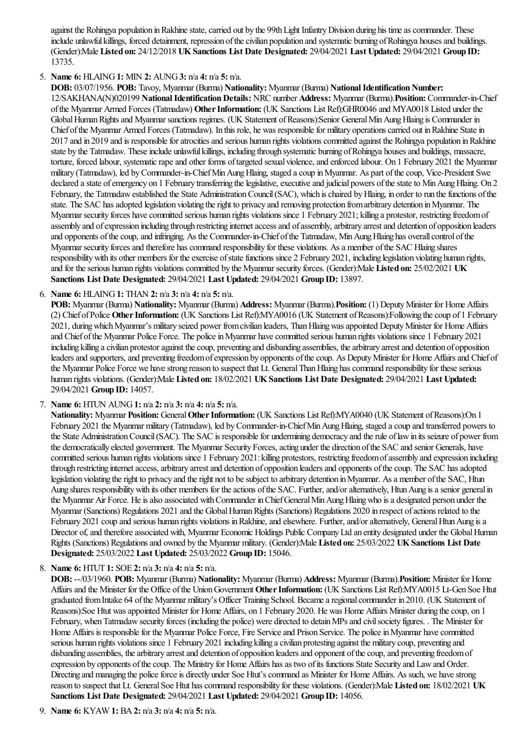against the Rohingya population in Rakhine state, carried out by the 99th Light Infantry Division during his time as commander. These include unlawful killings, forced detainment, repression of the civilian population and systematic burning of Rohingya houses and buildings. (Gender):Male **Listed on:** 24/12/2018 **UK Sanctions List Date Designated:** 29/04/2021 **Last Updated:** 29/04/2021 **Group ID:** 13735.

5. **Name 6:** HLAING **1:** MIN **2:** AUNG **3:** n/a **4:** n/a **5:** n/a.
   **DOB:** 03/07/1956. **POB:** Tavoy, Myanmar (Burma) **Nationality:** Myanmar (Burma) **National Identification Number:** 12/SAKHANA(N)020199 **National Identification Details:** NRC number **Address:** Myanmar (Burma).**Position:** Commander-in-Chief of the Myanmar Armed Forces (Tatmadaw) **Other Information:** (UK Sanctions List Ref):GHR0046 and MYA0018 Listed under the Global Human Rights and Myanmar sanctions regimes. (UK Statement of Reasons):Senior General Min Aung Hlaing is Commander in Chief of the Myanmar Armed Forces (Tatmadaw). In this role, he was responsible for military operations carried out in Rakhine State in 2017 and in 2019 and is responsible for atrocities and serious human rights violations committed against the Rohingya population in Rakhine state by the Tatmadaw. These include unlawful killings, including through systematic burning of Rohingya houses and buildings, massacre, torture, forced labour, systematic rape and other forms of targeted sexual violence, and enforced labour. On 1 February 2021 the Myanmar military (Tatmadaw), led by Commander-in-Chief Min Aung Hlaing, staged a coup in Myanmar. As part of the coup, Vice-President Swe declared a state of emergency on 1 February transferring the legislative, executive and judicial powers of the state to Min Aung Hlaing. On 2 February, the Tatmadaw established the State Administration Council (SAC), which is chaired by Hlaing, in order to run the functions of the state. The SAC has adopted legislation violating the right to privacy and removing protection from arbitrary detention in Myanmar. The Myanmar security forces have committed serious human rights violations since 1 February 2021; killing a protestor, restricting freedom of assembly and of expression including through restricting internet access and of assembly, arbitrary arrest and detention of opposition leaders and opponents of the coup, and infringing. As the Commander-in-Chief of the Tatmadaw, Min Aung Hlaing has overall control of the Myanmar security forces and therefore has command responsibility for these violations. As a member of the SAC Hlaing shares responsibility with its other members for the exercise of state functions since 2 February 2021, including legislation violating human rights, and for the serious human rights violations committed by the Myanmar security forces. (Gender):Male **Listed on:** 25/02/2021 **UK Sanctions List Date Designated:** 29/04/2021 **Last Updated:** 29/04/2021 **Group ID:** 13897.

6. **Name 6:** HLAING **1:** THAN **2:** n/a **3:** n/a **4:** n/a **5:** n/a.
   **POB:** Myanmar (Burma) **Nationality:** Myanmar (Burma) **Address:** Myanmar (Burma).**Position:** (1) Deputy Minister for Home Affairs (2) Chief of Police **Other Information:** (UK Sanctions List Ref):MYA0016 (UK Statement of Reasons):Following the coup of 1 February 2021, during which Myanmar's military seized power from civilian leaders, Than Hlaing was appointed Deputy Minister for Home Affairs and Chief of the Myanmar Police Force. The police in Myanmar have committed serious human rights violations since 1 February 2021 including killing a civilian protestor against the coup, preventing and disbanding assemblies, the arbitrary arrest and detention of opposition leaders and supporters, and preventing freedom of expression by opponents of the coup. As Deputy Minister for Home Affairs and Chief of the Myanmar Police Force we have strong reason to suspect that Lt. General Than Hlaing has command responsibility for these serious human rights violations. (Gender):Male **Listed on:** 18/02/2021 **UK Sanctions List Date Designated:** 29/04/2021 **Last Updated:** 29/04/2021 **Group ID:** 14057.

7. **Name 6:** HTUN AUNG **1:** n/a **2:** n/a **3:** n/a **4:** n/a **5:** n/a.
   **Nationality:** Myanmar **Position:** General **Other Information:** (UK Sanctions List Ref):MYA0040 (UK Statement of Reasons):On 1 February 2021 the Myanmar military (Tatmadaw), led by Commander-in-Chief Min Aung Hlaing, staged a coup and transferred powers to the State Administration Council (SAC). The SAC is responsible for undermining democracy and the rule of law in its seizure of power from the democratically elected government. The Myanmar Security Forces, acting under the direction of the SAC and senior Generals, have committed serious human rights violations since 1 February 2021: killing protestors, restricting freedom of assembly and expression including through restricting internet access, arbitrary arrest and detention of opposition leaders and opponents of the coup. The SAC has adopted legislation violating the right to privacy and the right not to be subject to arbitrary detention in Myanmar. As a member of the SAC, Htun Aung shares responsibility with its other members for the actions of the SAC. Further, and/or alternatively, Htun Aung is a senior general in the Myanmar Air Force. He is also associated with Commander in Chief General Min Aung Hlaing who is a designated person under the Myanmar (Sanctions) Regulations 2021 and the Global Human Rights (Sanctions) Regulations 2020 in respect of actions related to the February 2021 coup and serious human rights violations in Rakhine, and elsewhere. Further, and/or alternatively, General Htun Aung is a Director of, and therefore associated with, Myanmar Economic Holdings Public Company Ltd an entity designated under the Global Human Rights (Sanctions) Regulations and owned by the Myanmar military. (Gender):Male **Listed on:** 25/03/2022 **UK Sanctions List Date Designated:** 25/03/2022 **Last Updated:** 25/03/2022 **Group ID:** 15046.

8. **Name 6:** HTUT **1:** SOE **2:** n/a **3:** n/a **4:** n/a **5:** n/a.
   **DOB:** --/03/1960. **POB:** Myanmar (Burma) **Nationality:** Myanmar (Burma) **Address:** Myanmar (Burma).**Position:** Minister for Home Affairs and the Minister for the Office of the Union Government **Other Information:** (UK Sanctions List Ref):MYA0015 Lt-Gen Soe Htut graduated from Intake 64 of the Myanmar military's Officer Training School. Became a regional commander in 2010. (UK Statement of Reasons):Soe Htut was appointed Minister for Home Affairs, on 1 February 2020. He was Home Affairs Minister during the coup, on 1 February, when Tatmadaw security forces (including the police) were directed to detain MPs and civil society figures. . The Minister for Home Affairs is responsible for the Myanmar Police Force, Fire Service and Prison Service. The police in Myanmar have committed serious human rights violations since 1 February 2021 including killing a civilian protesting against the military coup, preventing and disbanding assemblies, the arbitrary arrest and detention of opposition leaders and opponent of the coup, and preventing freedom of expression by opponents of the coup. The Ministry for Home Affairs has as two of its functions State Security and Law and Order. Directing and managing the police force is directly under Soe Htut's command as Minister for Home Affairs. As such, we have strong reason to suspect that Lt. General Soe Htut has command responsibility for these violations. (Gender):Male **Listed on:** 18/02/2021 **UK Sanctions List Date Designated:** 29/04/2021 **Last Updated:** 29/04/2021 **Group ID:** 14056.

9. **Name 6:** KYAW **1:** BA **2:** n/a **3:** n/a **4:** n/a **5:** n/a.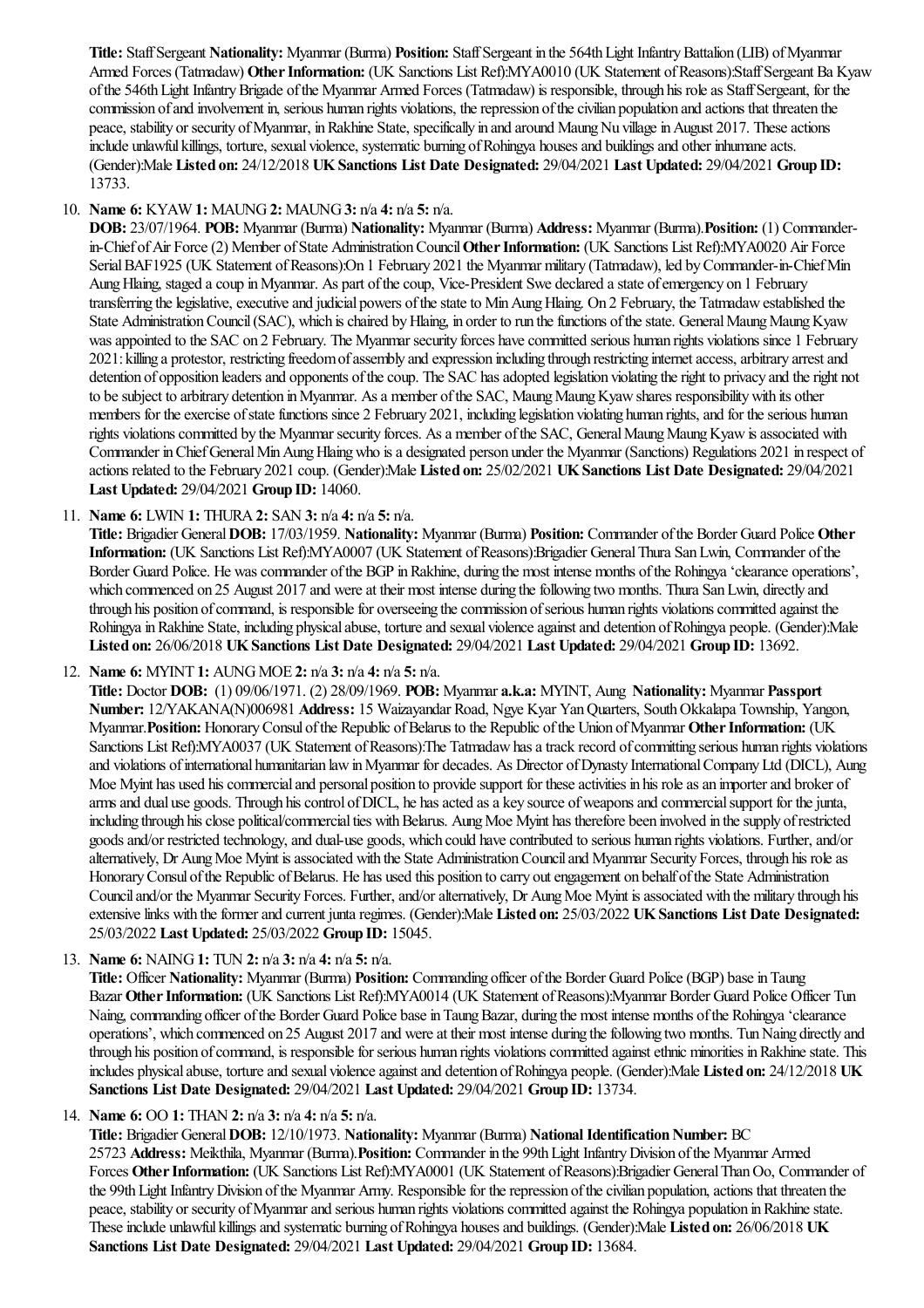**Title:** Staff Sergeant **Nationality:** Myanmar (Burma) **Position:** Staff Sergeant in the 564th Light Infantry Battalion (LIB) of Myanmar Armed Forces (Tatmadaw) **Other Information:** (UK Sanctions List Ref):MYA0010 (UK Statement of Reasons):Staff Sergeant Ba Kyaw of the 546th Light Infantry Brigade of the Myanmar Armed Forces (Tatmadaw) is responsible, through his role as Staff Sergeant, for the commission of and involvement in, serious human rights violations, the repression of the civilian population and actions that threaten the peace, stability or security of Myanmar, in Rakhine State, specifically in and around Maung Nu village in August 2017. These actions include unlawful killings, torture, sexual violence, systematic burning of Rohingya houses and buildings and other inhumane acts. (Gender):Male **Listed on:** 24/12/2018 **UK Sanctions List Date Designated:** 29/04/2021 **Last Updated:** 29/04/2021 **Group ID:** 13733.

10. **Name 6:** KYAW **1:** MAUNG **2:** MAUNG **3:** n/a **4:** n/a **5:** n/a.
**DOB:** 23/07/1964. **POB:** Myanmar (Burma) **Nationality:** Myanmar (Burma) **Address:** Myanmar (Burma). **Position:** (1) Commander-in-Chief of Air Force (2) Member of State Administration Council **Other Information:** (UK Sanctions List Ref):MYA0020 Air Force Serial BAF1925 (UK Statement of Reasons):On 1 February 2021 the Myanmar military (Tatmadaw), led by Commander-in-Chief Min Aung Hlaing, staged a coup in Myanmar. As part of the coup, Vice-President Swe declared a state of emergency on 1 February transferring the legislative, executive and judicial powers of the state to Min Aung Hlaing. On 2 February, the Tatmadaw established the State Administration Council (SAC), which is chaired by Hlaing, in order to run the functions of the state. General Maung Maung Kyaw was appointed to the SAC on 2 February. The Myanmar security forces have committed serious human rights violations since 1 February 2021: killing a protestor, restricting freedom of assembly and expression including through restricting internet access, arbitrary arrest and detention of opposition leaders and opponents of the coup. The SAC has adopted legislation violating the right to privacy and the right not to be subject to arbitrary detention in Myanmar. As a member of the SAC, Maung Maung Kyaw shares responsibility with its other members for the exercise of state functions since 2 February 2021, including legislation violating human rights, and for the serious human rights violations committed by the Myanmar security forces. As a member of the SAC, General Maung Maung Kyaw is associated with Commander in Chief General Min Aung Hlaing who is a designated person under the Myanmar (Sanctions) Regulations 2021 in respect of actions related to the February 2021 coup. (Gender):Male **Listed on:** 25/02/2021 **UK Sanctions List Date Designated:** 29/04/2021 **Last Updated:** 29/04/2021 **Group ID:** 14060.

11. **Name 6:** LWIN **1:** THURA **2:** SAN **3:** n/a **4:** n/a **5:** n/a.
**Title:** Brigadier General **DOB:** 17/03/1959. **Nationality:** Myanmar (Burma) **Position:** Commander of the Border Guard Police **Other Information:** (UK Sanctions List Ref):MYA0007 (UK Statement of Reasons):Brigadier General Thura San Lwin, Commander of the Border Guard Police. He was commander of the BGP in Rakhine, during the most intense months of the Rohingya 'clearance operations', which commenced on 25 August 2017 and were at their most intense during the following two months. Thura San Lwin, directly and through his position of command, is responsible for overseeing the commission of serious human rights violations committed against the Rohingya in Rakhine State, including physical abuse, torture and sexual violence against and detention of Rohingya people. (Gender):Male **Listed on:** 26/06/2018 **UK Sanctions List Date Designated:** 29/04/2021 **Last Updated:** 29/04/2021 **Group ID:** 13692.

12. **Name 6:** MYINT **1:** AUNG MOE **2:** n/a **3:** n/a **4:** n/a **5:** n/a.
**Title:** Doctor **DOB:** (1) 09/06/1971. (2) 28/09/1969. **POB:** Myanmar **a.k.a:** MYINT, Aung **Nationality:** Myanmar **Passport Number:** 12/YAKANA(N)006981 **Address:** 15 Waizayandar Road, Ngye Kyar Yan Quarters, South Okkalapa Township, Yangon, Myanmar. **Position:** Honorary Consul of the Republic of Belarus to the Republic of the Union of Myanmar **Other Information:** (UK Sanctions List Ref):MYA0037 (UK Statement of Reasons):The Tatmadaw has a track record of committing serious human rights violations and violations of international humanitarian law in Myanmar for decades. As Director of Dynasty International Company Ltd (DICL), Aung Moe Myint has used his commercial and personal position to provide support for these activities in his role as an importer and broker of arms and dual use goods. Through his control of DICL, he has acted as a key source of weapons and commercial support for the junta, including through his close political/commercial ties with Belarus. Aung Moe Myint has therefore been involved in the supply of restricted goods and/or restricted technology, and dual-use goods, which could have contributed to serious human rights violations. Further, and/or alternatively, Dr Aung Moe Myint is associated with the State Administration Council and Myanmar Security Forces, through his role as Honorary Consul of the Republic of Belarus. He has used this position to carry out engagement on behalf of the State Administration Council and/or the Myanmar Security Forces. Further, and/or alternatively, Dr Aung Moe Myint is associated with the military through his extensive links with the former and current junta regimes. (Gender):Male **Listed on:** 25/03/2022 **UK Sanctions List Date Designated:** 25/03/2022 **Last Updated:** 25/03/2022 **Group ID:** 15045.

13. **Name 6:** NAING **1:** TUN **2:** n/a **3:** n/a **4:** n/a **5:** n/a.
**Title:** Officer **Nationality:** Myanmar (Burma) **Position:** Commanding officer of the Border Guard Police (BGP) base in Taung Bazar **Other Information:** (UK Sanctions List Ref):MYA0014 (UK Statement of Reasons):Myanmar Border Guard Police Officer Tun Naing, commanding officer of the Border Guard Police base in Taung Bazar, during the most intense months of the Rohingya 'clearance operations', which commenced on 25 August 2017 and were at their most intense during the following two months. Tun Naing directly and through his position of command, is responsible for serious human rights violations committed against ethnic minorities in Rakhine state. This includes physical abuse, torture and sexual violence against and detention of Rohingya people. (Gender):Male **Listed on:** 24/12/2018 **UK Sanctions List Date Designated:** 29/04/2021 **Last Updated:** 29/04/2021 **Group ID:** 13734.

14. **Name 6:** OO **1:** THAN **2:** n/a **3:** n/a **4:** n/a **5:** n/a.
**Title:** Brigadier General **DOB:** 12/10/1973. **Nationality:** Myanmar (Burma) **National Identification Number:** BC 25723 **Address:** Meikthila, Myanmar (Burma). **Position:** Commander in the 99th Light Infantry Division of the Myanmar Armed Forces **Other Information:** (UK Sanctions List Ref):MYA0001 (UK Statement of Reasons):Brigadier General Than Oo, Commander of the 99th Light Infantry Division of the Myanmar Army. Responsible for the repression of the civilian population, actions that threaten the peace, stability or security of Myanmar and serious human rights violations committed against the Rohingya population in Rakhine state. These include unlawful killings and systematic burning of Rohingya houses and buildings. (Gender):Male **Listed on:** 26/06/2018 **UK Sanctions List Date Designated:** 29/04/2021 **Last Updated:** 29/04/2021 **Group ID:** 13684.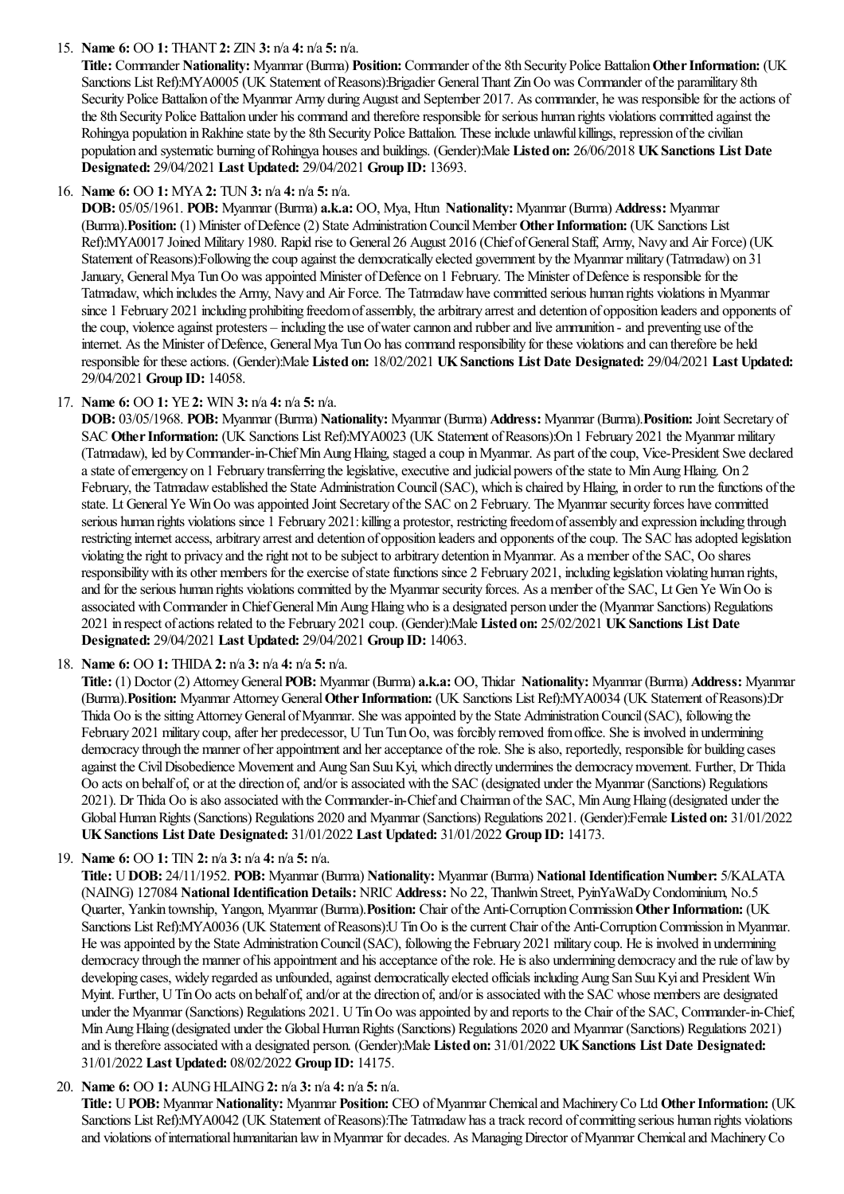15. **Name 6:** OO **1:** THANT **2:** ZIN **3:** n/a **4:** n/a **5:** n/a.
    **Title:** Commander **Nationality:** Myanmar (Burma) **Position:** Commander of the 8th Security Police Battalion **Other Information:** (UK Sanctions List Ref):MYA0005 (UK Statement of Reasons):Brigadier General Thant Zin Oo was Commander of the paramilitary 8th Security Police Battalion of the Myanmar Army during August and September 2017. As commander, he was responsible for the actions of the 8th Security Police Battalion under his command and therefore responsible for serious human rights violations committed against the Rohingya population in Rakhine state by the 8th Security Police Battalion. These include unlawful killings, repression of the civilian population and systematic burning of Rohingya houses and buildings. (Gender):Male **Listed on:** 26/06/2018 **UK Sanctions List Date Designated:** 29/04/2021 **Last Updated:** 29/04/2021 **Group ID:** 13693.

16. **Name 6:** OO **1:** MYA **2:** TUN **3:** n/a **4:** n/a **5:** n/a.
    **DOB:** 05/05/1961. **POB:** Myanmar (Burma) **a.k.a:** OO, Mya, Htun **Nationality:** Myanmar (Burma) **Address:** Myanmar (Burma).**Position:** (1) Minister of Defence (2) State Administration Council Member **Other Information:** (UK Sanctions List Ref):MYA0017 Joined Military 1980. Rapid rise to General 26 August 2016 (Chief of General Staff, Army, Navy and Air Force) (UK Statement of Reasons):Following the coup against the democratically elected government by the Myanmar military (Tatmadaw) on 31 January, General Mya Tun Oo was appointed Minister of Defence on 1 February. The Minister of Defence is responsible for the Tatmadaw, which includes the Army, Navy and Air Force. The Tatmadaw have committed serious human rights violations in Myanmar since 1 February 2021 including prohibiting freedom of assembly, the arbitrary arrest and detention of opposition leaders and opponents of the coup, violence against protesters – including the use of water cannon and rubber and live ammunition - and preventing use of the internet. As the Minister of Defence, General Mya Tun Oo has command responsibility for these violations and can therefore be held responsible for these actions. (Gender):Male **Listed on:** 18/02/2021 **UK Sanctions List Date Designated:** 29/04/2021 **Last Updated:** 29/04/2021 **Group ID:** 14058.

17. **Name 6:** OO **1:** YE **2:** WIN **3:** n/a **4:** n/a **5:** n/a.
    **DOB:** 03/05/1968. **POB:** Myanmar (Burma) **Nationality:** Myanmar (Burma) **Address:** Myanmar (Burma).**Position:** Joint Secretary of SAC **Other Information:** (UK Sanctions List Ref):MYA0023 (UK Statement of Reasons):On 1 February 2021 the Myanmar military (Tatmadaw), led by Commander-in-Chief Min Aung Hlaing, staged a coup in Myanmar. As part of the coup, Vice-President Swe declared a state of emergency on 1 February transferring the legislative, executive and judicial powers of the state to Min Aung Hlaing. On 2 February, the Tatmadaw established the State Administration Council (SAC), which is chaired by Hlaing, in order to run the functions of the state. Lt General Ye Win Oo was appointed Joint Secretary of the SAC on 2 February. The Myanmar security forces have committed serious human rights violations since 1 February 2021: killing a protestor, restricting freedom of assembly and expression including through restricting internet access, arbitrary arrest and detention of opposition leaders and opponents of the coup. The SAC has adopted legislation violating the right to privacy and the right not to be subject to arbitrary detention in Myanmar. As a member of the SAC, Oo shares responsibility with its other members for the exercise of state functions since 2 February 2021, including legislation violating human rights, and for the serious human rights violations committed by the Myanmar security forces. As a member of the SAC, Lt Gen Ye Win Oo is associated with Commander in Chief General Min Aung Hlaing who is a designated person under the (Myanmar Sanctions) Regulations 2021 in respect of actions related to the February 2021 coup. (Gender):Male **Listed on:** 25/02/2021 **UK Sanctions List Date Designated:** 29/04/2021 **Last Updated:** 29/04/2021 **Group ID:** 14063.

18. **Name 6:** OO **1:** THIDA **2:** n/a **3:** n/a **4:** n/a **5:** n/a.
    **Title:** (1) Doctor (2) Attorney General **POB:** Myanmar (Burma) **a.k.a:** OO, Thidar **Nationality:** Myanmar (Burma) **Address:** Myanmar (Burma).**Position:** Myanmar Attorney General **Other Information:** (UK Sanctions List Ref):MYA0034 (UK Statement of Reasons):Dr Thida Oo is the sitting Attorney General of Myanmar. She was appointed by the State Administration Council (SAC), following the February 2021 military coup, after her predecessor, U Tun Tun Oo, was forcibly removed from office. She is involved in undermining democracy through the manner of her appointment and her acceptance of the role. She is also, reportedly, responsible for building cases against the Civil Disobedience Movement and Aung San Suu Kyi, which directly undermines the democracy movement. Further, Dr Thida Oo acts on behalf of, or at the direction of, and/or is associated with the SAC (designated under the Myanmar (Sanctions) Regulations 2021). Dr Thida Oo is also associated with the Commander-in-Chief and Chairman of the SAC, Min Aung Hlaing (designated under the Global Human Rights (Sanctions) Regulations 2020 and Myanmar (Sanctions) Regulations 2021. (Gender):Female **Listed on:** 31/01/2022 **UK Sanctions List Date Designated:** 31/01/2022 **Last Updated:** 31/01/2022 **Group ID:** 14173.

19. **Name 6:** OO **1:** TIN **2:** n/a **3:** n/a **4:** n/a **5:** n/a.
    **Title:** U **DOB:** 24/11/1952. **POB:** Myanmar (Burma) **Nationality:** Myanmar (Burma) **National Identification Number:** 5/KALATA (NAING) 127084 **National Identification Details:** NRIC **Address:** No 22, Thanlwin Street, PyinYaWaDy Condominium, No.5 Quarter, Yankin township, Yangon, Myanmar (Burma).**Position:** Chair of the Anti-Corruption Commission **Other Information:** (UK Sanctions List Ref):MYA0036 (UK Statement of Reasons):U Tin Oo is the current Chair of the Anti-Corruption Commission in Myanmar. He was appointed by the State Administration Council (SAC), following the February 2021 military coup. He is involved in undermining democracy through the manner of his appointment and his acceptance of the role. He is also undermining democracy and the rule of law by developing cases, widely regarded as unfounded, against democratically elected officials including Aung San Suu Kyi and President Win Myint. Further, U Tin Oo acts on behalf of, and/or at the direction of, and/or is associated with the SAC whose members are designated under the Myanmar (Sanctions) Regulations 2021. U Tin Oo was appointed by and reports to the Chair of the SAC, Commander-in-Chief, Min Aung Hlaing (designated under the Global Human Rights (Sanctions) Regulations 2020 and Myanmar (Sanctions) Regulations 2021) and is therefore associated with a designated person. (Gender):Male **Listed on:** 31/01/2022 **UK Sanctions List Date Designated:** 31/01/2022 **Last Updated:** 08/02/2022 **Group ID:** 14175.

20. **Name 6:** OO **1:** AUNG HLAING **2:** n/a **3:** n/a **4:** n/a **5:** n/a.
    **Title:** U **POB:** Myanmar **Nationality:** Myanmar **Position:** CEO of Myanmar Chemical and Machinery Co Ltd **Other Information:** (UK Sanctions List Ref):MYA0042 (UK Statement of Reasons):The Tatmadaw has a track record of committing serious human rights violations and violations of international humanitarian law in Myanmar for decades. As Managing Director of Myanmar Chemical and Machinery Co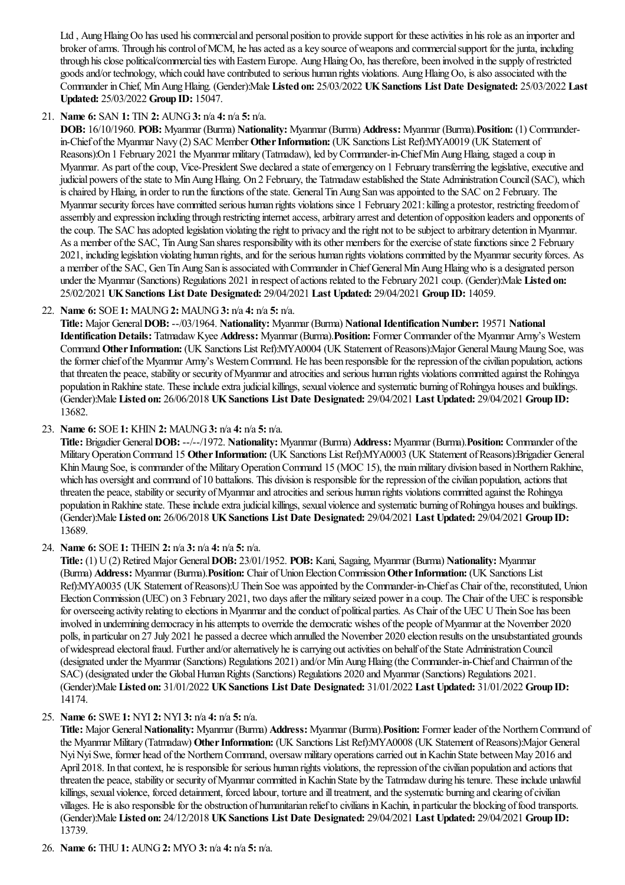Ltd , Aung Hlaing Oo has used his commercial and personal position to provide support for these activities in his role as an importer and broker of arms. Through his control of MCM, he has acted as a key source of weapons and commercial support for the junta, including through his close political/commercial ties with Eastern Europe. Aung Hlaing Oo, has therefore, been involved in the supply of restricted goods and/or technology, which could have contributed to serious human rights violations. Aung Hlaing Oo, is also associated with the Commander in Chief, Min Aung Hlaing. (Gender):Male **Listed on:** 25/03/2022 **UK Sanctions List Date Designated:** 25/03/2022 **Last Updated:** 25/03/2022 **Group ID:** 15047.

21. **Name 6:** SAN **1:** TIN **2:** AUNG **3:** n/a **4:** n/a **5:** n/a.
    **DOB:** 16/10/1960. **POB:** Myanmar (Burma) **Nationality:** Myanmar (Burma) **Address:** Myanmar (Burma).**Position:** (1) Commander-in-Chief of the Myanmar Navy (2) SAC Member **Other Information:** (UK Sanctions List Ref):MYA0019 (UK Statement of Reasons):On 1 February 2021 the Myanmar military (Tatmadaw), led by Commander-in-Chief Min Aung Hlaing, staged a coup in Myanmar. As part of the coup, Vice-President Swe declared a state of emergency on 1 February transferring the legislative, executive and judicial powers of the state to Min Aung Hlaing. On 2 February, the Tatmadaw established the State Administration Council (SAC), which is chaired by Hlaing, in order to run the functions of the state. General Tin Aung San was appointed to the SAC on 2 February. The Myanmar security forces have committed serious human rights violations since 1 February 2021: killing a protestor, restricting freedom of assembly and expression including through restricting internet access, arbitrary arrest and detention of opposition leaders and opponents of the coup. The SAC has adopted legislation violating the right to privacy and the right not to be subject to arbitrary detention in Myanmar. As a member of the SAC, Tin Aung San shares responsibility with its other members for the exercise of state functions since 2 February 2021, including legislation violating human rights, and for the serious human rights violations committed by the Myanmar security forces. As a member of the SAC, Gen Tin Aung San is associated with Commander in Chief General Min Aung Hlaing who is a designated person under the Myanmar (Sanctions) Regulations 2021 in respect of actions related to the February 2021 coup. (Gender):Male **Listed on:** 25/02/2021 **UK Sanctions List Date Designated:** 29/04/2021 **Last Updated:** 29/04/2021 **Group ID:** 14059.

22. **Name 6:** SOE **1:** MAUNG **2:** MAUNG **3:** n/a **4:** n/a **5:** n/a.
    **Title:** Major General **DOB:** --/03/1964. **Nationality:** Myanmar (Burma) **National Identification Number:** 19571 **National Identification Details:** Tatmadaw Kyee **Address:** Myanmar (Burma).**Position:** Former Commander of the Myanmar Army's Western Command **Other Information:** (UK Sanctions List Ref):MYA0004 (UK Statement of Reasons):Major General Maung Maung Soe, was the former chief of the Myanmar Army's Western Command. He has been responsible for the repression of the civilian population, actions that threaten the peace, stability or security of Myanmar and atrocities and serious human rights violations committed against the Rohingya population in Rakhine state. These include extra judicial killings, sexual violence and systematic burning of Rohingya houses and buildings. (Gender):Male **Listed on:** 26/06/2018 **UK Sanctions List Date Designated:** 29/04/2021 **Last Updated:** 29/04/2021 **Group ID:** 13682.

23. **Name 6:** SOE **1:** KHIN **2:** MAUNG **3:** n/a **4:** n/a **5:** n/a.
    **Title:** Brigadier General **DOB:** --/--/1972. **Nationality:** Myanmar (Burma) **Address:** Myanmar (Burma).**Position:** Commander of the Military Operation Command 15 **Other Information:** (UK Sanctions List Ref):MYA0003 (UK Statement of Reasons):Brigadier General Khin Maung Soe, is commander of the Military Operation Command 15 (MOC 15), the main military division based in Northern Rakhine, which has oversight and command of 10 battalions. This division is responsible for the repression of the civilian population, actions that threaten the peace, stability or security of Myanmar and atrocities and serious human rights violations committed against the Rohingya population in Rakhine state. These include extra judicial killings, sexual violence and systematic burning of Rohingya houses and buildings. (Gender):Male **Listed on:** 26/06/2018 **UK Sanctions List Date Designated:** 29/04/2021 **Last Updated:** 29/04/2021 **Group ID:** 13689.

24. **Name 6:** SOE **1:** THEIN **2:** n/a **3:** n/a **4:** n/a **5:** n/a.
    **Title:** (1) U (2) Retired Major General **DOB:** 23/01/1952. **POB:** Kani, Sagaing, Myanmar (Burma) **Nationality:** Myanmar (Burma) **Address:** Myanmar (Burma).**Position:** Chair of Union Election Commission **Other Information:** (UK Sanctions List Ref):MYA0035 (UK Statement of Reasons):U Thein Soe was appointed by the Commander-in-Chief as Chair of the, reconstituted, Union Election Commission (UEC) on 3 February 2021, two days after the military seized power in a coup. The Chair of the UEC is responsible for overseeing activity relating to elections in Myanmar and the conduct of political parties. As Chair of the UEC U Thein Soe has been involved in undermining democracy in his attempts to override the democratic wishes of the people of Myanmar at the November 2020 polls, in particular on 27 July 2021 he passed a decree which annulled the November 2020 election results on the unsubstantiated grounds of widespread electoral fraud. Further and/or alternatively he is carrying out activities on behalf of the State Administration Council (designated under the Myanmar (Sanctions) Regulations 2021) and/or Min Aung Hlaing (the Commander-in-Chief and Chairman of the SAC) (designated under the Global Human Rights (Sanctions) Regulations 2020 and Myanmar (Sanctions) Regulations 2021. (Gender):Male **Listed on:** 31/01/2022 **UK Sanctions List Date Designated:** 31/01/2022 **Last Updated:** 31/01/2022 **Group ID:** 14174.

25. **Name 6:** SWE **1:** NYI **2:** NYI **3:** n/a **4:** n/a **5:** n/a.
    **Title:** Major General **Nationality:** Myanmar (Burma) **Address:** Myanmar (Burma).**Position:** Former leader of the Northern Command of the Myanmar Military (Tatmadaw) **Other Information:** (UK Sanctions List Ref):MYA0008 (UK Statement of Reasons):Major General Nyi Nyi Swe, former head of the Northern Command, oversaw military operations carried out in Kachin State between May 2016 and April 2018. In that context, he is responsible for serious human rights violations, the repression of the civilian population and actions that threaten the peace, stability or security of Myanmar committed in Kachin State by the Tatmadaw during his tenure. These include unlawful killings, sexual violence, forced detainment, forced labour, torture and ill treatment, and the systematic burning and clearing of civilian villages. He is also responsible for the obstruction of humanitarian relief to civilians in Kachin, in particular the blocking of food transports. (Gender):Male **Listed on:** 24/12/2018 **UK Sanctions List Date Designated:** 29/04/2021 **Last Updated:** 29/04/2021 **Group ID:** 13739.

26. **Name 6:** THU **1:** AUNG **2:** MYO **3:** n/a **4:** n/a **5:** n/a.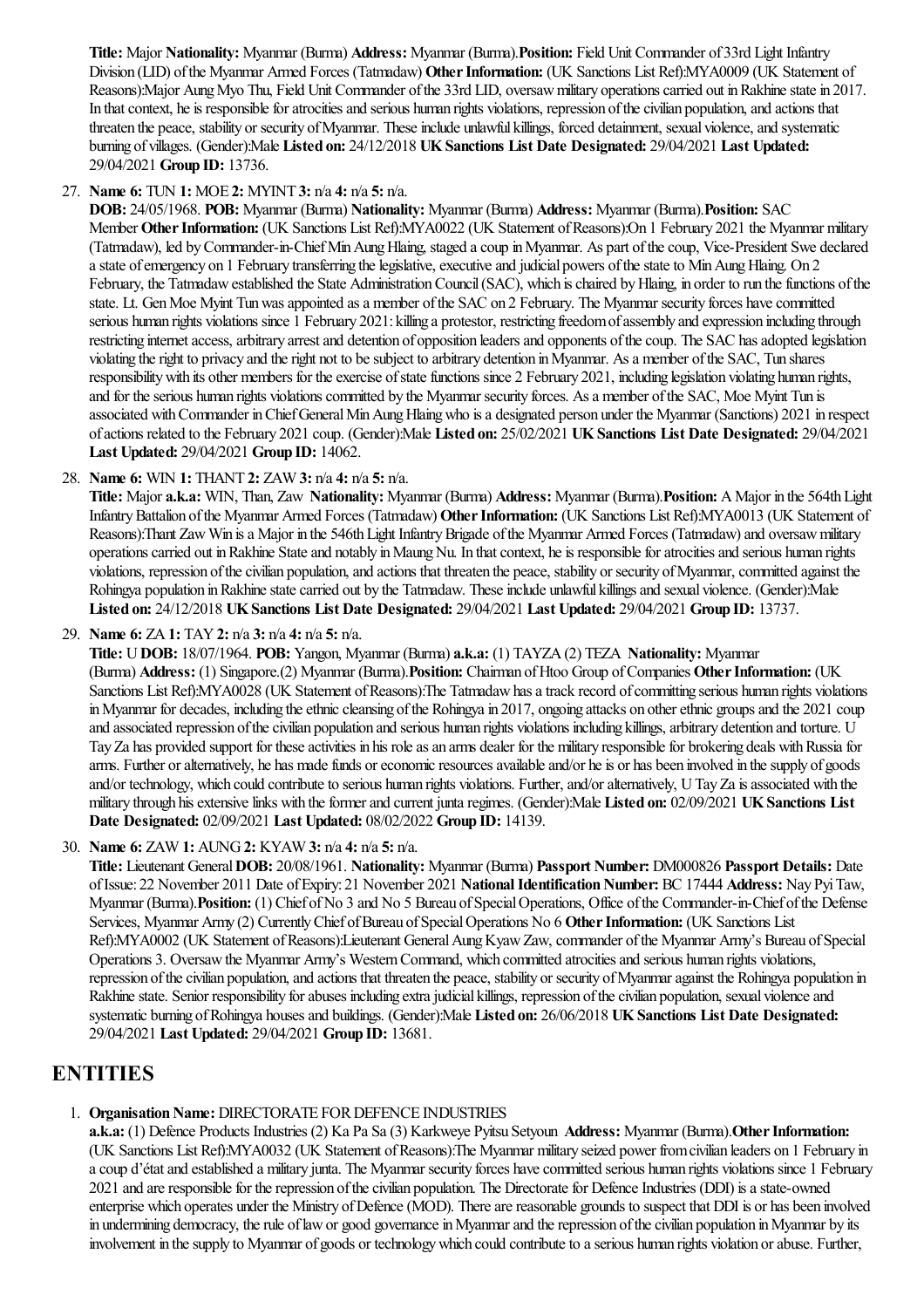**Title:** Major **Nationality:** Myanmar (Burma) **Address:** Myanmar (Burma).**Position:** Field Unit Commander of 33rd Light Infantry Division (LID) of the Myanmar Armed Forces (Tatmadaw) **Other Information:** (UK Sanctions List Ref):MYA0009 (UK Statement of Reasons):Major Aung Myo Thu, Field Unit Commander of the 33rd LID, oversaw military operations carried out in Rakhine state in 2017. In that context, he is responsible for atrocities and serious human rights violations, repression of the civilian population, and actions that threaten the peace, stability or security of Myanmar. These include unlawful killings, forced detainment, sexual violence, and systematic burning of villages. (Gender):Male **Listed on:** 24/12/2018 **UK Sanctions List Date Designated:** 29/04/2021 **Last Updated:** 29/04/2021 **Group ID:** 13736.

27. **Name 6:** TUN **1:** MOE **2:** MYINT **3:** n/a **4:** n/a **5:** n/a.
**DOB:** 24/05/1968. **POB:** Myanmar (Burma) **Nationality:** Myanmar (Burma) **Address:** Myanmar (Burma).**Position:** SAC Member **Other Information:** (UK Sanctions List Ref):MYA0022 (UK Statement of Reasons):On 1 February 2021 the Myanmar military (Tatmadaw), led by Commander-in-Chief Min Aung Hlaing, staged a coup in Myanmar. As part of the coup, Vice-President Swe declared a state of emergency on 1 February transferring the legislative, executive and judicial powers of the state to Min Aung Hlaing. On 2 February, the Tatmadaw established the State Administration Council (SAC), which is chaired by Hlaing, in order to run the functions of the state. Lt. Gen Moe Myint Tun was appointed as a member of the SAC on 2 February. The Myanmar security forces have committed serious human rights violations since 1 February 2021: killing a protestor, restricting freedom of assembly and expression including through restricting internet access, arbitrary arrest and detention of opposition leaders and opponents of the coup. The SAC has adopted legislation violating the right to privacy and the right not to be subject to arbitrary detention in Myanmar. As a member of the SAC, Tun shares responsibility with its other members for the exercise of state functions since 2 February 2021, including legislation violating human rights, and for the serious human rights violations committed by the Myanmar security forces. As a member of the SAC, Moe Myint Tun is associated with Commander in Chief General Min Aung Hlaing who is a designated person under the Myanmar (Sanctions) 2021 in respect of actions related to the February 2021 coup. (Gender):Male **Listed on:** 25/02/2021 **UK Sanctions List Date Designated:** 29/04/2021 **Last Updated:** 29/04/2021 **Group ID:** 14062.

28. **Name 6:** WIN **1:** THANT **2:** ZAW **3:** n/a **4:** n/a **5:** n/a.
**Title:** Major **a.k.a:** WIN, Than, Zaw **Nationality:** Myanmar (Burma) **Address:** Myanmar (Burma).**Position:** A Major in the 564th Light Infantry Battalion of the Myanmar Armed Forces (Tatmadaw) **Other Information:** (UK Sanctions List Ref):MYA0013 (UK Statement of Reasons):Thant Zaw Win is a Major in the 546th Light Infantry Brigade of the Myanmar Armed Forces (Tatmadaw) and oversaw military operations carried out in Rakhine State and notably in Maung Nu. In that context, he is responsible for atrocities and serious human rights violations, repression of the civilian population, and actions that threaten the peace, stability or security of Myanmar, committed against the Rohingya population in Rakhine state carried out by the Tatmadaw. These include unlawful killings and sexual violence. (Gender):Male **Listed on:** 24/12/2018 **UK Sanctions List Date Designated:** 29/04/2021 **Last Updated:** 29/04/2021 **Group ID:** 13737.

29. **Name 6:** ZA **1:** TAY **2:** n/a **3:** n/a **4:** n/a **5:** n/a.
**Title:** U **DOB:** 18/07/1964. **POB:** Yangon, Myanmar (Burma) **a.k.a:** (1) TAYZA (2) TEZA **Nationality:** Myanmar (Burma) **Address:** (1) Singapore.(2) Myanmar (Burma).**Position:** Chairman of Htoo Group of Companies **Other Information:** (UK Sanctions List Ref):MYA0028 (UK Statement of Reasons):The Tatmadaw has a track record of committing serious human rights violations in Myanmar for decades, including the ethnic cleansing of the Rohingya in 2017, ongoing attacks on other ethnic groups and the 2021 coup and associated repression of the civilian population and serious human rights violations including killings, arbitrary detention and torture. U Tay Za has provided support for these activities in his role as an arms dealer for the military responsible for brokering deals with Russia for arms. Further or alternatively, he has made funds or economic resources available and/or he is or has been involved in the supply of goods and/or technology, which could contribute to serious human rights violations. Further, and/or alternatively, U Tay Za is associated with the military through his extensive links with the former and current junta regimes. (Gender):Male **Listed on:** 02/09/2021 **UK Sanctions List Date Designated:** 02/09/2021 **Last Updated:** 08/02/2022 **Group ID:** 14139.

30. **Name 6:** ZAW **1:** AUNG **2:** KYAW **3:** n/a **4:** n/a **5:** n/a.
**Title:** Lieutenant General **DOB:** 20/08/1961. **Nationality:** Myanmar (Burma) **Passport Number:** DM000826 **Passport Details:** Date of Issue: 22 November 2011 Date of Expiry: 21 November 2021 **National Identification Number:** BC 17444 **Address:** Nay Pyi Taw, Myanmar (Burma).**Position:** (1) Chief of No 3 and No 5 Bureau of Special Operations, Office of the Commander-in-Chief of the Defense Services, Myanmar Army (2) Currently Chief of Bureau of Special Operations No 6 **Other Information:** (UK Sanctions List Ref):MYA0002 (UK Statement of Reasons):Lieutenant General Aung Kyaw Zaw, commander of the Myanmar Army's Bureau of Special Operations 3. Oversaw the Myanmar Army's Western Command, which committed atrocities and serious human rights violations, repression of the civilian population, and actions that threaten the peace, stability or security of Myanmar against the Rohingya population in Rakhine state. Senior responsibility for abuses including extra judicial killings, repression of the civilian population, sexual violence and systematic burning of Rohingya houses and buildings. (Gender):Male **Listed on:** 26/06/2018 **UK Sanctions List Date Designated:** 29/04/2021 **Last Updated:** 29/04/2021 **Group ID:** 13681.

## ENTITIES

1. **Organisation Name:** DIRECTORATE FOR DEFENCE INDUSTRIES
**a.k.a:** (1) Defence Products Industries (2) Ka Pa Sa (3) Karkweye Pyitsu Setyoun **Address:** Myanmar (Burma).**Other Information:** (UK Sanctions List Ref):MYA0032 (UK Statement of Reasons):The Myanmar military seized power from civilian leaders on 1 February in a coup d'état and established a military junta. The Myanmar security forces have committed serious human rights violations since 1 February 2021 and are responsible for the repression of the civilian population. The Directorate for Defence Industries (DDI) is a state-owned enterprise which operates under the Ministry of Defence (MOD). There are reasonable grounds to suspect that DDI is or has been involved in undermining democracy, the rule of law or good governance in Myanmar and the repression of the civilian population in Myanmar by its involvement in the supply to Myanmar of goods or technology which could contribute to a serious human rights violation or abuse. Further,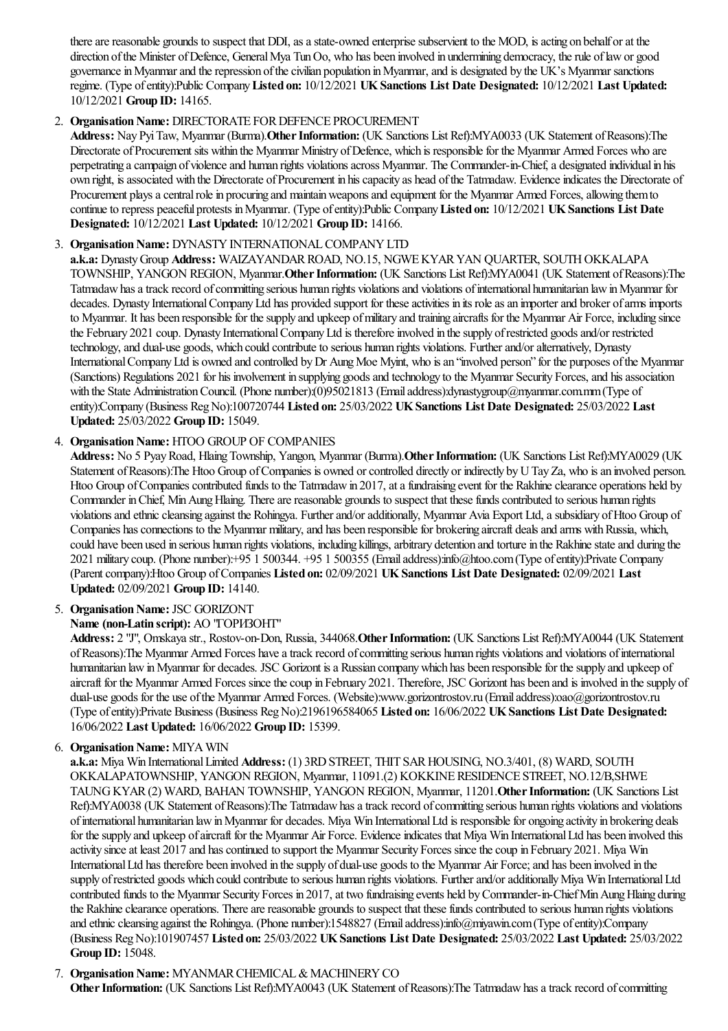there are reasonable grounds to suspect that DDI, as a state-owned enterprise subservient to the MOD, is acting on behalf or at the direction of the Minister of Defence, General Mya Tun Oo, who has been involved in undermining democracy, the rule of law or good governance in Myanmar and the repression of the civilian population in Myanmar, and is designated by the UK's Myanmar sanctions regime. (Type of entity):Public Company **Listed on:** 10/12/2021 **UK Sanctions List Date Designated:** 10/12/2021 **Last Updated:** 10/12/2021 **Group ID:** 14165.

2. **Organisation Name:** DIRECTORATE FOR DEFENCE PROCUREMENT
   **Address:** Nay Pyi Taw, Myanmar (Burma).**Other Information:** (UK Sanctions List Ref):MYA0033 (UK Statement of Reasons):The Directorate of Procurement sits within the Myanmar Ministry of Defence, which is responsible for the Myanmar Armed Forces who are perpetrating a campaign of violence and human rights violations across Myanmar. The Commander-in-Chief, a designated individual in his own right, is associated with the Directorate of Procurement in his capacity as head of the Tatmadaw. Evidence indicates the Directorate of Procurement plays a central role in procuring and maintain weapons and equipment for the Myanmar Armed Forces, allowing them to continue to repress peaceful protests in Myanmar. (Type of entity):Public Company **Listed on:** 10/12/2021 **UK Sanctions List Date Designated:** 10/12/2021 **Last Updated:** 10/12/2021 **Group ID:** 14166.

3. **Organisation Name:** DYNASTY INTERNATIONAL COMPANY LTD
   **a.k.a:** Dynasty Group **Address:** WAIZAYANDAR ROAD, NO.15, NGWE KYAR YAN QUARTER, SOUTH OKKALAPA TOWNSHIP, YANGON REGION, Myanmar.**Other Information:** (UK Sanctions List Ref):MYA0041 (UK Statement of Reasons):The Tatmadaw has a track record of committing serious human rights violations and violations of international humanitarian law in Myanmar for decades. Dynasty International Company Ltd has provided support for these activities in its role as an importer and broker of arms imports to Myanmar. It has been responsible for the supply and upkeep of military and training aircrafts for the Myanmar Air Force, including since the February 2021 coup. Dynasty International Company Ltd is therefore involved in the supply of restricted goods and/or restricted technology, and dual-use goods, which could contribute to serious human rights violations. Further and/or alternatively, Dynasty International Company Ltd is owned and controlled by Dr Aung Moe Myint, who is an "involved person" for the purposes of the Myanmar (Sanctions) Regulations 2021 for his involvement in supplying goods and technology to the Myanmar Security Forces, and his association with the State Administration Council. (Phone number):(0)95021813 (Email address):dynastygroup@myanmar.com.mm (Type of entity):Company (Business Reg No):100720744 **Listed on:** 25/03/2022 **UK Sanctions List Date Designated:** 25/03/2022 **Last Updated:** 25/03/2022 **Group ID:** 15049.

4. **Organisation Name:** HTOO GROUP OF COMPANIES
   **Address:** No 5 Pyay Road, Hlaing Township, Yangon, Myanmar (Burma).**Other Information:** (UK Sanctions List Ref):MYA0029 (UK Statement of Reasons):The Htoo Group of Companies is owned or controlled directly or indirectly by U Tay Za, who is an involved person. Htoo Group of Companies contributed funds to the Tatmadaw in 2017, at a fundraising event for the Rakhine clearance operations held by Commander in Chief, Min Aung Hlaing. There are reasonable grounds to suspect that these funds contributed to serious human rights violations and ethnic cleansing against the Rohingya. Further and/or additionally, Myanmar Avia Export Ltd, a subsidiary of Htoo Group of Companies has connections to the Myanmar military, and has been responsible for brokering aircraft deals and arms with Russia, which, could have been used in serious human rights violations, including killings, arbitrary detention and torture in the Rakhine state and during the 2021 military coup. (Phone number):+95 1 500344. +95 1 500355 (Email address):info@htoo.com (Type of entity):Private Company (Parent company):Htoo Group of Companies **Listed on:** 02/09/2021 **UK Sanctions List Date Designated:** 02/09/2021 **Last Updated:** 02/09/2021 **Group ID:** 14140.

5. **Organisation Name:** JSC GORIZONT
   **Name (non-Latin script):** АО "ГОРИЗОНТ"
   **Address:** 2 "J", Omskaya str., Rostov-on-Don, Russia, 344068.**Other Information:** (UK Sanctions List Ref):MYA0044 (UK Statement of Reasons):The Myanmar Armed Forces have a track record of committing serious human rights violations and violations of international humanitarian law in Myanmar for decades. JSC Gorizont is a Russian company which has been responsible for the supply and upkeep of aircraft for the Myanmar Armed Forces since the coup in February 2021. Therefore, JSC Gorizont has been and is involved in the supply of dual-use goods for the use of the Myanmar Armed Forces. (Website):www.gorizontrostov.ru (Email address):oao@gorizontrostov.ru (Type of entity):Private Business (Business Reg No):2196196584065 **Listed on:** 16/06/2022 **UK Sanctions List Date Designated:** 16/06/2022 **Last Updated:** 16/06/2022 **Group ID:** 15399.

6. **Organisation Name:** MIYA WIN
   **a.k.a:** Miya Win International Limited **Address:** (1) 3RD STREET, THIT SAR HOUSING, NO.3/401, (8) WARD, SOUTH OKKALAPATOWNSHIP, YANGON REGION, Myanmar, 11091.(2) KOKKINE RESIDENCE STREET, NO.12/B,SHWE TAUNG KYAR (2) WARD, BAHAN TOWNSHIP, YANGON REGION, Myanmar, 11201.**Other Information:** (UK Sanctions List Ref):MYA0038 (UK Statement of Reasons):The Tatmadaw has a track record of committing serious human rights violations and violations of international humanitarian law in Myanmar for decades. Miya Win International Ltd is responsible for ongoing activity in brokering deals for the supply and upkeep of aircraft for the Myanmar Air Force. Evidence indicates that Miya Win International Ltd has been involved this activity since at least 2017 and has continued to support the Myanmar Security Forces since the coup in February 2021. Miya Win International Ltd has therefore been involved in the supply of dual-use goods to the Myanmar Air Force; and has been involved in the supply of restricted goods which could contribute to serious human rights violations. Further and/or additionally Miya Win International Ltd contributed funds to the Myanmar Security Forces in 2017, at two fundraising events held by Commander-in-Chief Min Aung Hlaing during the Rakhine clearance operations. There are reasonable grounds to suspect that these funds contributed to serious human rights violations and ethnic cleansing against the Rohingya. (Phone number):1548827 (Email address):info@miyawin.com (Type of entity):Company (Business Reg No):101907457 **Listed on:** 25/03/2022 **UK Sanctions List Date Designated:** 25/03/2022 **Last Updated:** 25/03/2022 **Group ID:** 15048.

7. **Organisation Name:** MYANMAR CHEMICAL & MACHINERY CO
   **Other Information:** (UK Sanctions List Ref):MYA0043 (UK Statement of Reasons):The Tatmadaw has a track record of committing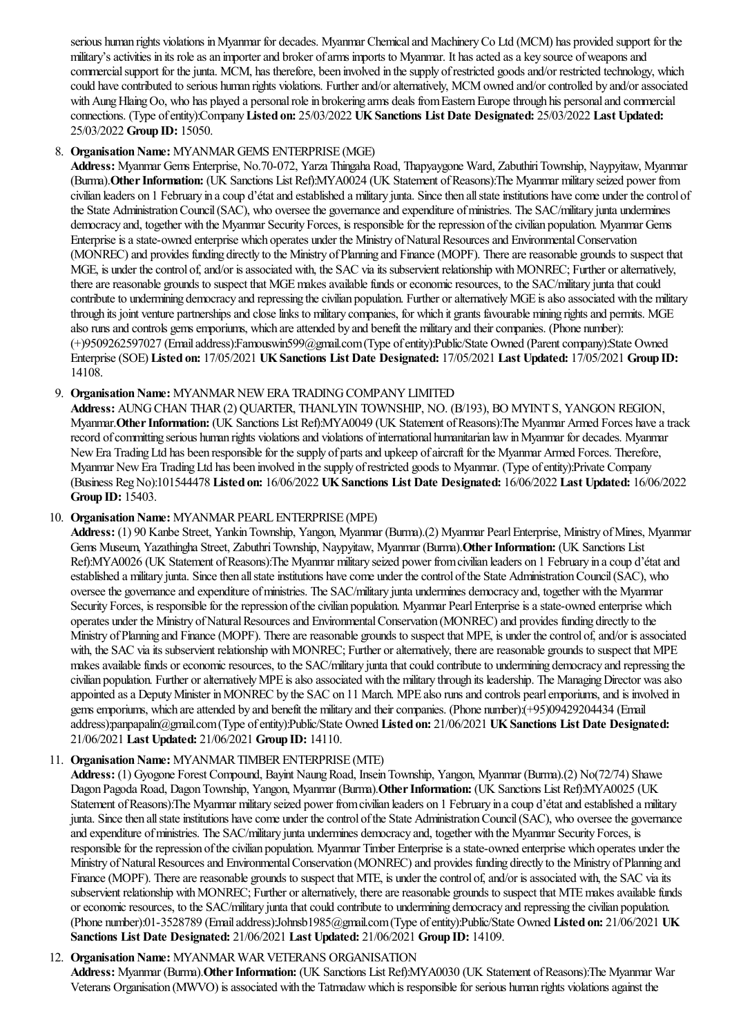serious human rights violations in Myanmar for decades. Myanmar Chemical and Machinery Co Ltd (MCM) has provided support for the military's activities in its role as an importer and broker of arms imports to Myanmar. It has acted as a key source of weapons and commercial support for the junta. MCM, has therefore, been involved in the supply of restricted goods and/or restricted technology, which could have contributed to serious human rights violations. Further and/or alternatively, MCM owned and/or controlled by and/or associated with Aung Hlaing Oo, who has played a personal role in brokering arms deals from Eastern Europe through his personal and commercial connections. (Type of entity):Company **Listed on:** 25/03/2022 **UK Sanctions List Date Designated:** 25/03/2022 **Last Updated:** 25/03/2022 **Group ID:** 15050.

8. **Organisation Name:** MYANMAR GEMS ENTERPRISE (MGE)
   **Address:** Myanmar Gems Enterprise, No.70-072, Yarza Thingaha Road, Thapyaygone Ward, Zabuthiri Township, Naypyitaw, Myanmar (Burma).**Other Information:** (UK Sanctions List Ref):MYA0024 (UK Statement of Reasons):The Myanmar military seized power from civilian leaders on 1 February in a coup d'état and established a military junta. Since then all state institutions have come under the control of the State Administration Council (SAC), who oversee the governance and expenditure of ministries. The SAC/military junta undermines democracy and, together with the Myanmar Security Forces, is responsible for the repression of the civilian population. Myanmar Gems Enterprise is a state-owned enterprise which operates under the Ministry of Natural Resources and Environmental Conservation (MONREC) and provides funding directly to the Ministry of Planning and Finance (MOPF). There are reasonable grounds to suspect that MGE, is under the control of, and/or is associated with, the SAC via its subservient relationship with MONREC; Further or alternatively, there are reasonable grounds to suspect that MGE makes available funds or economic resources, to the SAC/military junta that could contribute to undermining democracy and repressing the civilian population. Further or alternatively MGE is also associated with the military through its joint venture partnerships and close links to military companies, for which it grants favourable mining rights and permits. MGE also runs and controls gems emporiums, which are attended by and benefit the military and their companies. (Phone number): (+)9509262597027 (Email address):Famouswin599@gmail.com (Type of entity):Public/State Owned (Parent company):State Owned Enterprise (SOE) **Listed on:** 17/05/2021 **UK Sanctions List Date Designated:** 17/05/2021 **Last Updated:** 17/05/2021 **Group ID:** 14108.

9. **Organisation Name:** MYANMAR NEW ERA TRADING COMPANY LIMITED
   **Address:** AUNG CHAN THAR (2) QUARTER, THANLYIN TOWNSHIP, NO. (B/193), BO MYINT S, YANGON REGION, Myanmar.**Other Information:** (UK Sanctions List Ref):MYA0049 (UK Statement of Reasons):The Myanmar Armed Forces have a track record of committing serious human rights violations and violations of international humanitarian law in Myanmar for decades. Myanmar New Era Trading Ltd has been responsible for the supply of parts and upkeep of aircraft for the Myanmar Armed Forces. Therefore, Myanmar New Era Trading Ltd has been involved in the supply of restricted goods to Myanmar. (Type of entity):Private Company (Business Reg No):101544478 **Listed on:** 16/06/2022 **UK Sanctions List Date Designated:** 16/06/2022 **Last Updated:** 16/06/2022 **Group ID:** 15403.

10. **Organisation Name:** MYANMAR PEARL ENTERPRISE (MPE)
    **Address:** (1) 90 Kanbe Street, Yankin Township, Yangon, Myanmar (Burma).(2) Myanmar Pearl Enterprise, Ministry of Mines, Myanmar Gems Museum, Yazathingha Street, Zabuthri Township, Naypyitaw, Myanmar (Burma).**Other Information:** (UK Sanctions List Ref):MYA0026 (UK Statement of Reasons):The Myanmar military seized power from civilian leaders on 1 February in a coup d'état and established a military junta. Since then all state institutions have come under the control of the State Administration Council (SAC), who oversee the governance and expenditure of ministries. The SAC/military junta undermines democracy and, together with the Myanmar Security Forces, is responsible for the repression of the civilian population. Myanmar Pearl Enterprise is a state-owned enterprise which operates under the Ministry of Natural Resources and Environmental Conservation (MONREC) and provides funding directly to the Ministry of Planning and Finance (MOPF). There are reasonable grounds to suspect that MPE, is under the control of, and/or is associated with, the SAC via its subservient relationship with MONREC; Further or alternatively, there are reasonable grounds to suspect that MPE makes available funds or economic resources, to the SAC/military junta that could contribute to undermining democracy and repressing the civilian population. Further or alternatively MPE is also associated with the military through its leadership. The Managing Director was also appointed as a Deputy Minister in MONREC by the SAC on 11 March. MPE also runs and controls pearl emporiums, and is involved in gems emporiums, which are attended by and benefit the military and their companies. (Phone number):(+95)09429204434 (Email address):panpapalin@gmail.com (Type of entity):Public/State Owned **Listed on:** 21/06/2021 **UK Sanctions List Date Designated:** 21/06/2021 **Last Updated:** 21/06/2021 **Group ID:** 14110.

11. **Organisation Name:** MYANMAR TIMBER ENTERPRISE (MTE)
    **Address:** (1) Gyogone Forest Compound, Bayint Naung Road, Insein Township, Yangon, Myanmar (Burma).(2) No(72/74) Shawe Dagon Pagoda Road, Dagon Township, Yangon, Myanmar (Burma).**Other Information:** (UK Sanctions List Ref):MYA0025 (UK Statement of Reasons):The Myanmar military seized power from civilian leaders on 1 February in a coup d'état and established a military junta. Since then all state institutions have come under the control of the State Administration Council (SAC), who oversee the governance and expenditure of ministries. The SAC/military junta undermines democracy and, together with the Myanmar Security Forces, is responsible for the repression of the civilian population. Myanmar Timber Enterprise is a state-owned enterprise which operates under the Ministry of Natural Resources and Environmental Conservation (MONREC) and provides funding directly to the Ministry of Planning and Finance (MOPF). There are reasonable grounds to suspect that MTE, is under the control of, and/or is associated with, the SAC via its subservient relationship with MONREC; Further or alternatively, there are reasonable grounds to suspect that MTE makes available funds or economic resources, to the SAC/military junta that could contribute to undermining democracy and repressing the civilian population. (Phone number):01-3528789 (Email address):Johnsb1985@gmail.com (Type of entity):Public/State Owned **Listed on:** 21/06/2021 **UK Sanctions List Date Designated:** 21/06/2021 **Last Updated:** 21/06/2021 **Group ID:** 14109.

12. **Organisation Name:** MYANMAR WAR VETERANS ORGANISATION
    **Address:** Myanmar (Burma).**Other Information:** (UK Sanctions List Ref):MYA0030 (UK Statement of Reasons):The Myanmar War Veterans Organisation (MWVO) is associated with the Tatmadaw which is responsible for serious human rights violations against the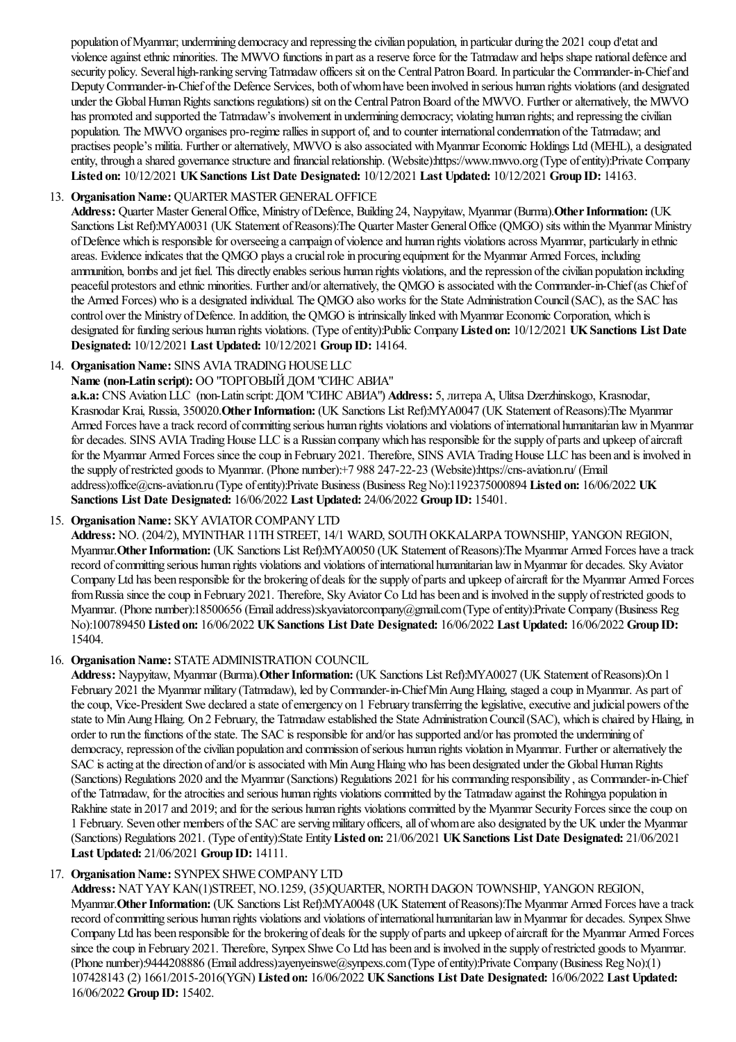population of Myanmar; undermining democracy and repressing the civilian population, in particular during the 2021 coup d'etat and violence against ethnic minorities. The MWVO functions in part as a reserve force for the Tatmadaw and helps shape national defence and security policy. Several high-ranking serving Tatmadaw officers sit on the Central Patron Board. In particular the Commander-in-Chief and Deputy Commander-in-Chief of the Defence Services, both of whom have been involved in serious human rights violations (and designated under the Global Human Rights sanctions regulations) sit on the Central Patron Board of the MWVO. Further or alternatively, the MWVO has promoted and supported the Tatmadaw's involvement in undermining democracy; violating human rights; and repressing the civilian population. The MWVO organises pro-regime rallies in support of, and to counter international condemnation of the Tatmadaw; and practises people's militia. Further or alternatively, MWVO is also associated with Myanmar Economic Holdings Ltd (MEHL), a designated entity, through a shared governance structure and financial relationship. (Website):https://www.mwvo.org (Type of entity):Private Company **Listed on:** 10/12/2021 **UK Sanctions List Date Designated:** 10/12/2021 **Last Updated:** 10/12/2021 **Group ID:** 14163.

13. **Organisation Name:** QUARTER MASTER GENERAL OFFICE
**Address:** Quarter Master General Office, Ministry of Defence, Building 24, Naypyitaw, Myanmar (Burma).**Other Information:** (UK Sanctions List Ref):MYA0031 (UK Statement of Reasons):The Quarter Master General Office (QMGO) sits within the Myanmar Ministry of Defence which is responsible for overseeing a campaign of violence and human rights violations across Myanmar, particularly in ethnic areas. Evidence indicates that the QMGO plays a crucial role in procuring equipment for the Myanmar Armed Forces, including ammunition, bombs and jet fuel. This directly enables serious human rights violations, and the repression of the civilian population including peaceful protestors and ethnic minorities. Further and/or alternatively, the QMGO is associated with the Commander-in-Chief (as Chief of the Armed Forces) who is a designated individual. The QMGO also works for the State Administration Council (SAC), as the SAC has control over the Ministry of Defence. In addition, the QMGO is intrinsically linked with Myanmar Economic Corporation, which is designated for funding serious human rights violations. (Type of entity):Public Company **Listed on:** 10/12/2021 **UK Sanctions List Date Designated:** 10/12/2021 **Last Updated:** 10/12/2021 **Group ID:** 14164.

14. **Organisation Name:** SINS AVIA TRADING HOUSE LLC
**Name (non-Latin script):** ОО "ТОРГОВЫЙ ДОМ "СИНС АВИА"
**a.k.a:** CNS Aviation LLC (non-Latin script: ДОМ "СИНС АВИА") **Address:** 5, литера A, Ulitsa Dzerzhinskogo, Krasnodar, Krasnodar Krai, Russia, 350020.**Other Information:** (UK Sanctions List Ref):MYA0047 (UK Statement of Reasons):The Myanmar Armed Forces have a track record of committing serious human rights violations and violations of international humanitarian law in Myanmar for decades. SINS AVIA Trading House LLC is a Russian company which has responsible for the supply of parts and upkeep of aircraft for the Myanmar Armed Forces since the coup in February 2021. Therefore, SINS AVIA Trading House LLC has been and is involved in the supply of restricted goods to Myanmar. (Phone number):+7 988 247-22-23 (Website):https://cns-aviation.ru/ (Email address):office@cns-aviation.ru (Type of entity):Private Business (Business Reg No):1192375000894 **Listed on:** 16/06/2022 **UK Sanctions List Date Designated:** 16/06/2022 **Last Updated:** 24/06/2022 **Group ID:** 15401.

15. **Organisation Name:** SKY AVIATOR COMPANY LTD
**Address:** NO. (204/2), MYINTHAR 11TH STREET, 14/1 WARD, SOUTH OKKALARPA TOWNSHIP, YANGON REGION, Myanmar.**Other Information:** (UK Sanctions List Ref):MYA0050 (UK Statement of Reasons):The Myanmar Armed Forces have a track record of committing serious human rights violations and violations of international humanitarian law in Myanmar for decades. Sky Aviator Company Ltd has been responsible for the brokering of deals for the supply of parts and upkeep of aircraft for the Myanmar Armed Forces from Russia since the coup in February 2021. Therefore, Sky Aviator Co Ltd has been and is involved in the supply of restricted goods to Myanmar. (Phone number):18500656 (Email address):skyaviatorcompany@gmail.com (Type of entity):Private Company (Business Reg No):100789450 **Listed on:** 16/06/2022 **UK Sanctions List Date Designated:** 16/06/2022 **Last Updated:** 16/06/2022 **Group ID:** 15404.

16. **Organisation Name:** STATE ADMINISTRATION COUNCIL
**Address:** Naypyitaw, Myanmar (Burma).**Other Information:** (UK Sanctions List Ref):MYA0027 (UK Statement of Reasons):On 1 February 2021 the Myanmar military (Tatmadaw), led by Commander-in-Chief Min Aung Hlaing, staged a coup in Myanmar. As part of the coup, Vice-President Swe declared a state of emergency on 1 February transferring the legislative, executive and judicial powers of the state to Min Aung Hlaing. On 2 February, the Tatmadaw established the State Administration Council (SAC), which is chaired by Hlaing, in order to run the functions of the state. The SAC is responsible for and/or has supported and/or has promoted the undermining of democracy, repression of the civilian population and commission of serious human rights violation in Myanmar. Further or alternatively the SAC is acting at the direction of and/or is associated with Min Aung Hlaing who has been designated under the Global Human Rights (Sanctions) Regulations 2020 and the Myanmar (Sanctions) Regulations 2021 for his commanding responsibility , as Commander-in-Chief of the Tatmadaw, for the atrocities and serious human rights violations committed by the Tatmadaw against the Rohingya population in Rakhine state in 2017 and 2019; and for the serious human rights violations committed by the Myanmar Security Forces since the coup on 1 February. Seven other members of the SAC are serving military officers, all of whom are also designated by the UK under the Myanmar (Sanctions) Regulations 2021. (Type of entity):State Entity **Listed on:** 21/06/2021 **UK Sanctions List Date Designated:** 21/06/2021 **Last Updated:** 21/06/2021 **Group ID:** 14111.

17. **Organisation Name:** SYNPEX SHWE COMPANY LTD
**Address:** NAT YAY KAN(1)STREET, NO.1259, (35)QUARTER, NORTH DAGON TOWNSHIP, YANGON REGION, Myanmar.**Other Information:** (UK Sanctions List Ref):MYA0048 (UK Statement of Reasons):The Myanmar Armed Forces have a track record of committing serious human rights violations and violations of international humanitarian law in Myanmar for decades. Synpex Shwe Company Ltd has been responsible for the brokering of deals for the supply of parts and upkeep of aircraft for the Myanmar Armed Forces since the coup in February 2021. Therefore, Synpex Shwe Co Ltd has been and is involved in the supply of restricted goods to Myanmar. (Phone number):9444208886 (Email address):ayenyeinswe@synpexs.com (Type of entity):Private Company (Business Reg No):(1) 107428143 (2) 1661/2015-2016(YGN) **Listed on:** 16/06/2022 **UK Sanctions List Date Designated:** 16/06/2022 **Last Updated:** 16/06/2022 **Group ID:** 15402.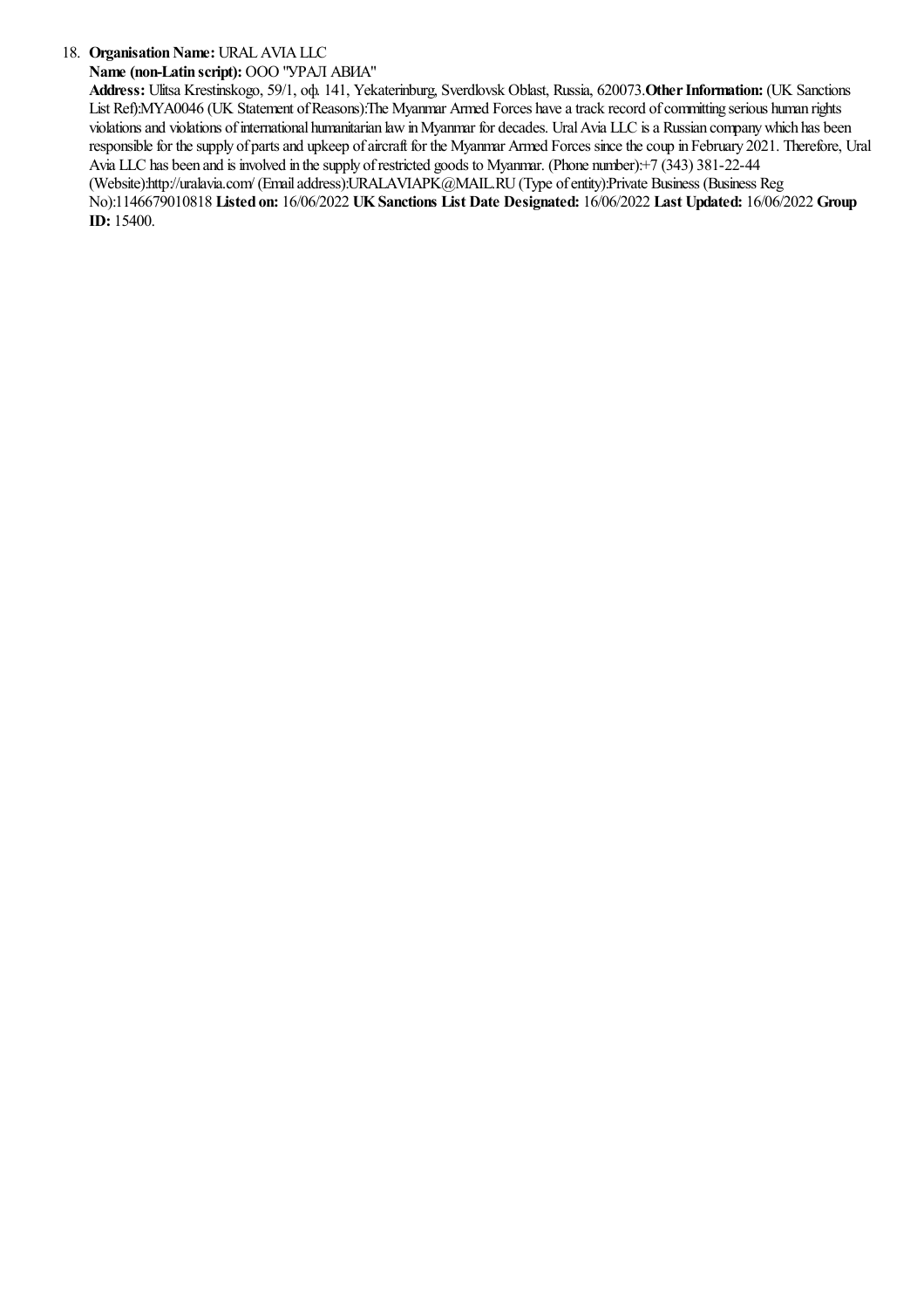18. **Organisation Name:** URAL AVIA LLC
    **Name (non-Latin script):** ООО "УРАЛ АВИА"
    **Address:** Ulitsa Krestinskogo, 59/1, оф. 141, Yekaterinburg, Sverdlovsk Oblast, Russia, 620073.**Other Information:** (UK Sanctions List Ref):MYA0046 (UK Statement of Reasons):The Myanmar Armed Forces have a track record of committing serious human rights violations and violations of international humanitarian law in Myanmar for decades. Ural Avia LLC is a Russian company which has been responsible for the supply of parts and upkeep of aircraft for the Myanmar Armed Forces since the coup in February 2021. Therefore, Ural Avia LLC has been and is involved in the supply of restricted goods to Myanmar. (Phone number):+7 (343) 381-22-44 (Website):http://uralavia.com/ (Email address):URALAVIAPK@MAIL.RU (Type of entity):Private Business (Business Reg No):1146679010818 **Listed on:** 16/06/2022 **UK Sanctions List Date Designated:** 16/06/2022 **Last Updated:** 16/06/2022 **Group ID:** 15400.